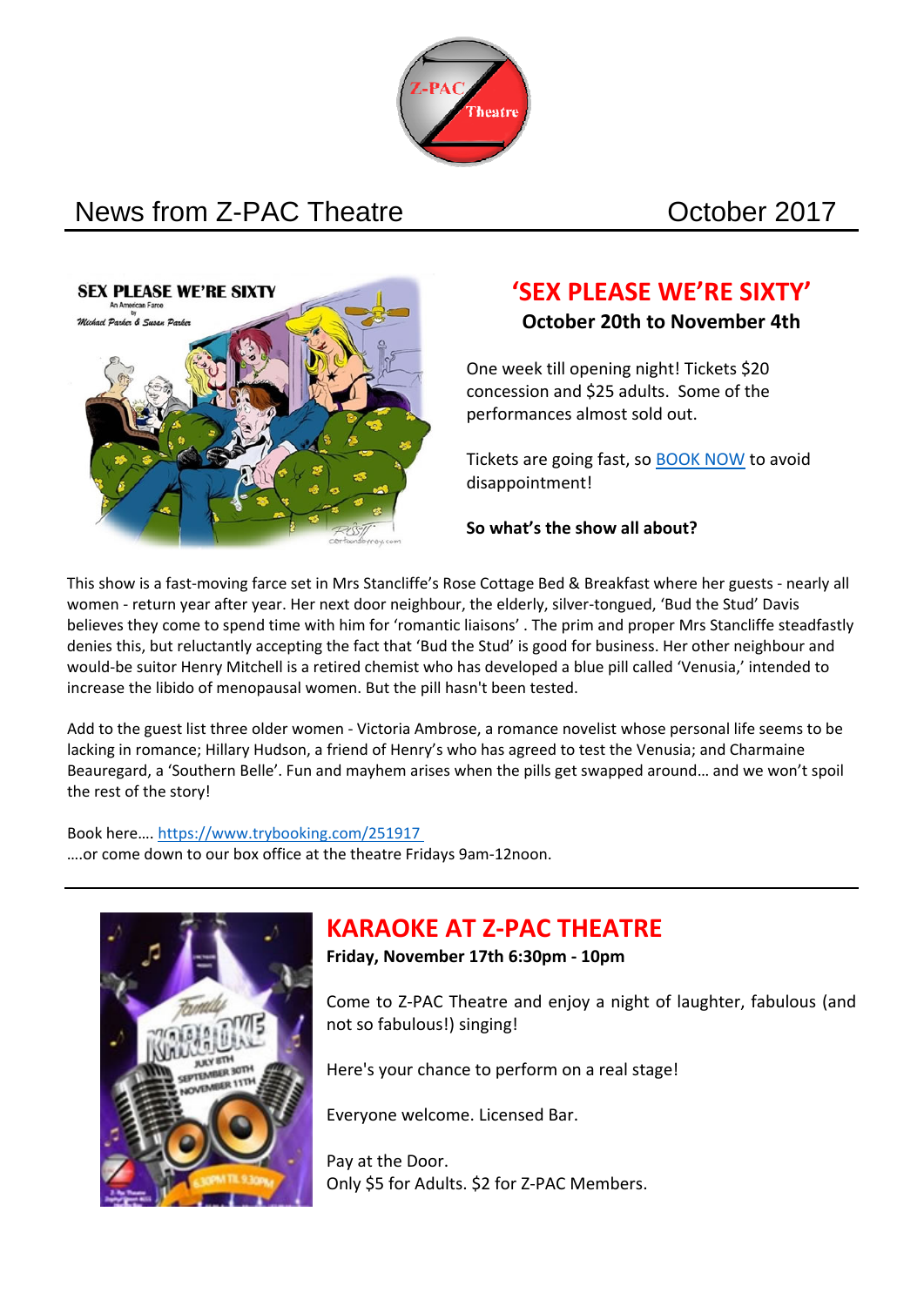# News from Z-PAC Theatre

October 2017

## 'SEX PLEASE WE'RE SIXTY'

**October 20th to November 4th**

One week till opening night! Tickets $20 concession and $25 adults. Some of the performances almost sold out.

Tickets are going fast, so BOOK NOW to avoid disappointment!

**So what's the show all about?**

This show is a fast-moving farce set in Mrs Stancliffe's Rose Cottage Bed & Breakfast where her guests - nearly all women - return year after year. Her next door neighbour, the elderly, silver-tongued, 'Bud the Stud' Davis believes they come to spend time with him for 'romantic liaisons' . The prim and proper Mrs Stancliffe steadfastly denies this, but reluctantly accepting the fact that 'Bud the Stud' is good for business. Her other neighbour and would-be suitor Henry Mitchell is a retired chemist who has developed a blue pill called 'Venusia,' intended to increase the libido of menopausal women. But the pill hasn't been tested.

Add to the guest list three older women - Victoria Ambrose, a romance novelist whose personal life seems to be lacking in romance; Hillary Hudson, a friend of Henry's who has agreed to test the Venusia; and Charmaine Beauregard, a 'Southern Belle'. Fun and mayhem arises when the pills get swapped around… and we won't spoil the rest of the story!

Book here…. https://www.trybooking.com/251917
….or come down to our box office at the theatre Fridays 9am-12noon.

---

## KARAOKE AT Z-PAC THEATRE

**Friday, November 17th 6:30pm - 10pm**

Come to Z-PAC Theatre and enjoy a night of laughter, fabulous (and not so fabulous!) singing!

Here's your chance to perform on a real stage!

Everyone welcome. Licensed Bar.

Pay at the Door.
Only $5 for Adults. $2 for Z-PAC Members.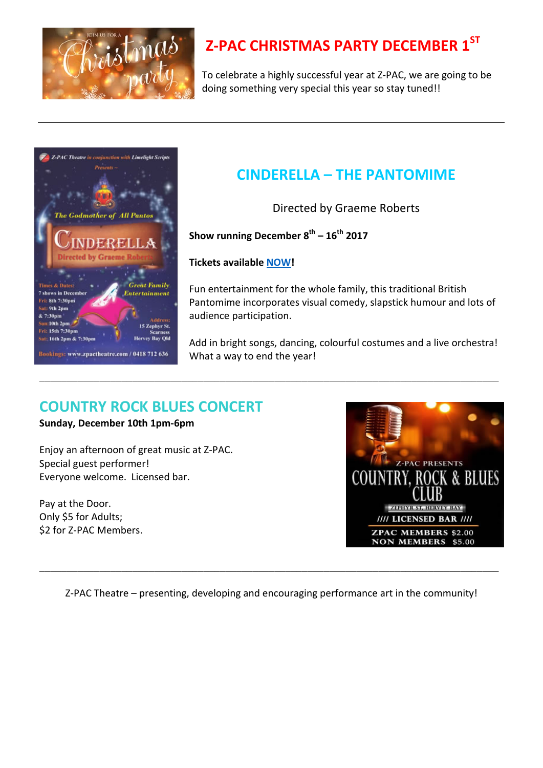## Z-PAC CHRISTMAS PARTY DECEMBER 1ST

To celebrate a highly successful year at Z-PAC, we are going to be doing something very special this year so stay tuned!!

---

## CINDERELLA – THE PANTOMIME

Directed by Graeme Roberts

**Show running December 8th – 16th 2017**

**Tickets available NOW!**

Fun entertainment for the whole family, this traditional British Pantomime incorporates visual comedy, slapstick humour and lots of audience participation.

Add in bright songs, dancing, colourful costumes and a live orchestra! What a way to end the year!

---

## COUNTRY ROCK BLUES CONCERT

**Sunday, December 10th 1pm-6pm**

Enjoy an afternoon of great music at Z-PAC.
Special guest performer!
Everyone welcome. Licensed bar.

Pay at the Door.
Only $5 for Adults;
$2 for Z-PAC Members.

---

Z-PAC Theatre – presenting, developing and encouraging performance art in the community!